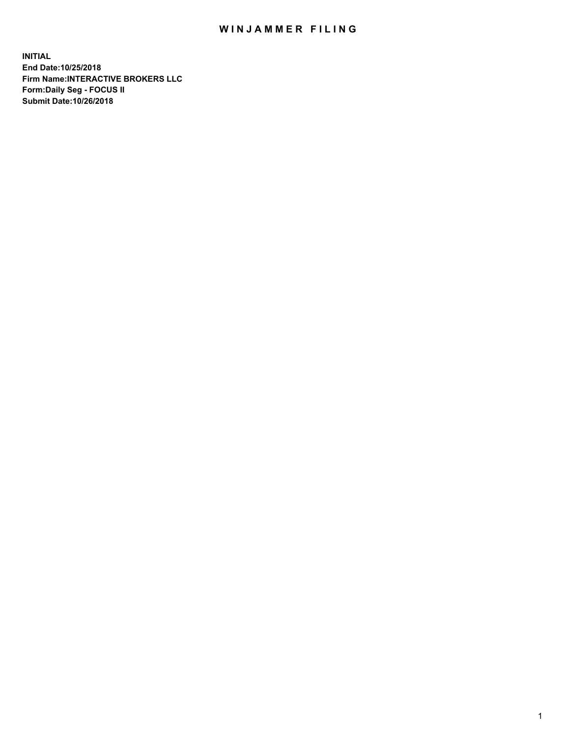# WINJAMMER FILING

**INITIAL**
**End Date:10/25/2018**
**Firm Name:INTERACTIVE BROKERS LLC**
**Form:Daily Seg - FOCUS II**
**Submit Date:10/26/2018**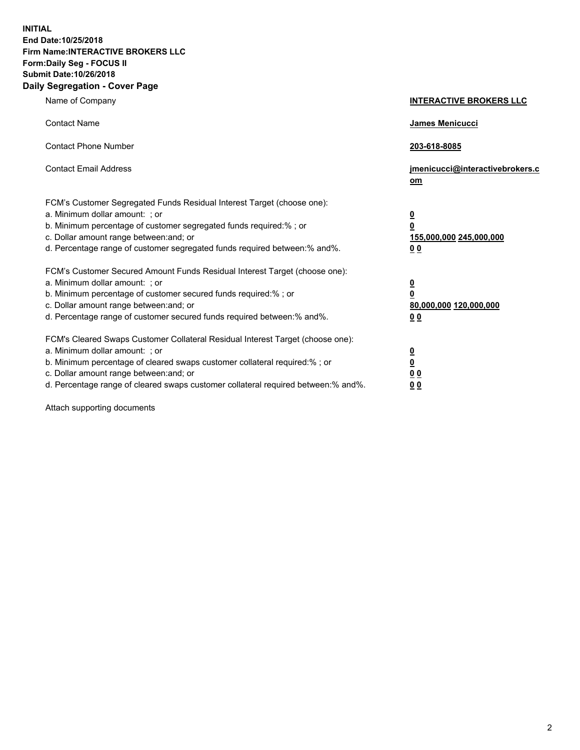**INITIAL**
**End Date:10/25/2018**
**Firm Name:INTERACTIVE BROKERS LLC**
**Form:Daily Seg - FOCUS II**
**Submit Date:10/26/2018**
**Daily Segregation - Cover Page**

| | |
|---|---|
| Name of Company | **INTERACTIVE BROKERS LLC** |
| Contact Name | **James Menicucci** |
| Contact Phone Number | **203-618-8085** |
| Contact Email Address | **jmenicucci@interactivebrokers.com** |
| FCM's Customer Segregated Funds Residual Interest Target (choose one): | |
| a. Minimum dollar amount: ; or | **0** |
| b. Minimum percentage of customer segregated funds required:% ; or | **0** |
| c. Dollar amount range between:and; or | **155,000,000 245,000,000** |
| d. Percentage range of customer segregated funds required between:% and%. | **0 0** |
| FCM's Customer Secured Amount Funds Residual Interest Target (choose one): | |
| a. Minimum dollar amount: ; or | **0** |
| b. Minimum percentage of customer secured funds required:% ; or | **0** |
| c. Dollar amount range between:and; or | **80,000,000 120,000,000** |
| d. Percentage range of customer secured funds required between:% and%. | **0 0** |
| FCM's Cleared Swaps Customer Collateral Residual Interest Target (choose one): | |
| a. Minimum dollar amount: ; or | **0** |
| b. Minimum percentage of cleared swaps customer collateral required:% ; or | **0** |
| c. Dollar amount range between:and; or | **0 0** |
| d. Percentage range of cleared swaps customer collateral required between:% and%. | **0 0** |

Attach supporting documents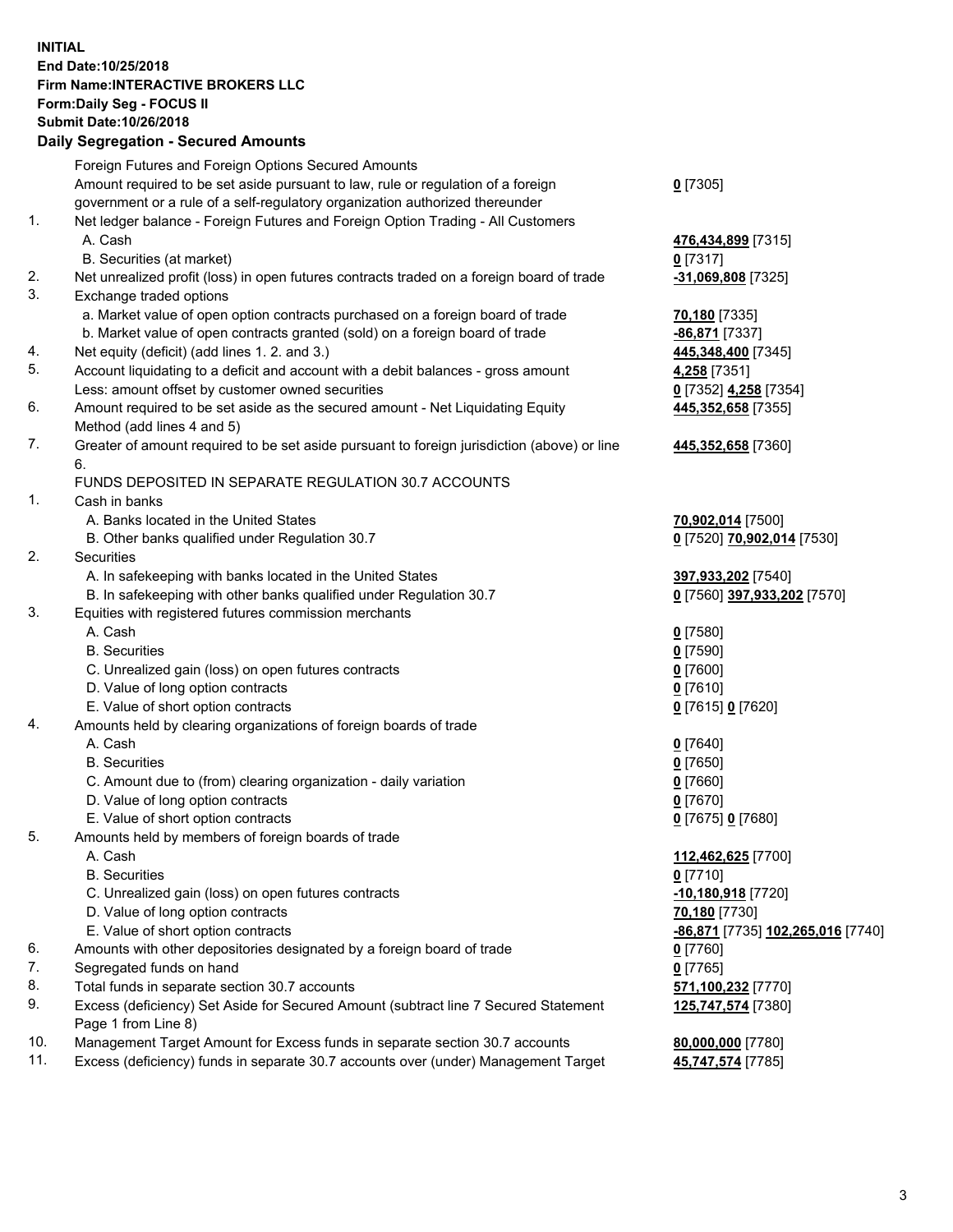**INITIAL**
**End Date:10/25/2018**
**Firm Name:INTERACTIVE BROKERS LLC**
**Form:Daily Seg - FOCUS II**
**Submit Date:10/26/2018**
**Daily Segregation - Secured Amounts**

| | | |
|---|---|---|
| | Foreign Futures and Foreign Options Secured Amounts | |
| | Amount required to be set aside pursuant to law, rule or regulation of a foreign government or a rule of a self-regulatory organization authorized thereunder | **0** [7305] |
| 1. | Net ledger balance - Foreign Futures and Foreign Option Trading - All Customers | |
| | A. Cash | **476,434,899** [7315] |
| | B. Securities (at market) | **0** [7317] |
| 2. | Net unrealized profit (loss) in open futures contracts traded on a foreign board of trade | **-31,069,808** [7325] |
| 3. | Exchange traded options | |
| | a. Market value of open option contracts purchased on a foreign board of trade | **70,180** [7335] |
| | b. Market value of open contracts granted (sold) on a foreign board of trade | **-86,871** [7337] |
| 4. | Net equity (deficit) (add lines 1. 2. and 3.) | **445,348,400** [7345] |
| 5. | Account liquidating to a deficit and account with a debit balances - gross amount | **4,258** [7351] |
| | Less: amount offset by customer owned securities | **0** [7352] **4,258** [7354] |
| 6. | Amount required to be set aside as the secured amount - Net Liquidating Equity Method (add lines 4 and 5) | **445,352,658** [7355] |
| 7. | Greater of amount required to be set aside pursuant to foreign jurisdiction (above) or line 6. | **445,352,658** [7360] |
| | FUNDS DEPOSITED IN SEPARATE REGULATION 30.7 ACCOUNTS | |
| 1. | Cash in banks | |
| | A. Banks located in the United States | **70,902,014** [7500] |
| | B. Other banks qualified under Regulation 30.7 | **0** [7520] **70,902,014** [7530] |
| 2. | Securities | |
| | A. In safekeeping with banks located in the United States | **397,933,202** [7540] |
| | B. In safekeeping with other banks qualified under Regulation 30.7 | **0** [7560] **397,933,202** [7570] |
| 3. | Equities with registered futures commission merchants | |
| | A. Cash | **0** [7580] |
| | B. Securities | **0** [7590] |
| | C. Unrealized gain (loss) on open futures contracts | **0** [7600] |
| | D. Value of long option contracts | **0** [7610] |
| | E. Value of short option contracts | **0** [7615] **0** [7620] |
| 4. | Amounts held by clearing organizations of foreign boards of trade | |
| | A. Cash | **0** [7640] |
| | B. Securities | **0** [7650] |
| | C. Amount due to (from) clearing organization - daily variation | **0** [7660] |
| | D. Value of long option contracts | **0** [7670] |
| | E. Value of short option contracts | **0** [7675] **0** [7680] |
| 5. | Amounts held by members of foreign boards of trade | |
| | A. Cash | **112,462,625** [7700] |
| | B. Securities | **0** [7710] |
| | C. Unrealized gain (loss) on open futures contracts | **-10,180,918** [7720] |
| | D. Value of long option contracts | **70,180** [7730] |
| | E. Value of short option contracts | **-86,871** [7735] **102,265,016** [7740] |
| 6. | Amounts with other depositories designated by a foreign board of trade | **0** [7760] |
| 7. | Segregated funds on hand | **0** [7765] |
| 8. | Total funds in separate section 30.7 accounts | **571,100,232** [7770] |
| 9. | Excess (deficiency) Set Aside for Secured Amount (subtract line 7 Secured Statement Page 1 from Line 8) | **125,747,574** [7380] |
| 10. | Management Target Amount for Excess funds in separate section 30.7 accounts | **80,000,000** [7780] |
| 11. | Excess (deficiency) funds in separate 30.7 accounts over (under) Management Target | **45,747,574** [7785] |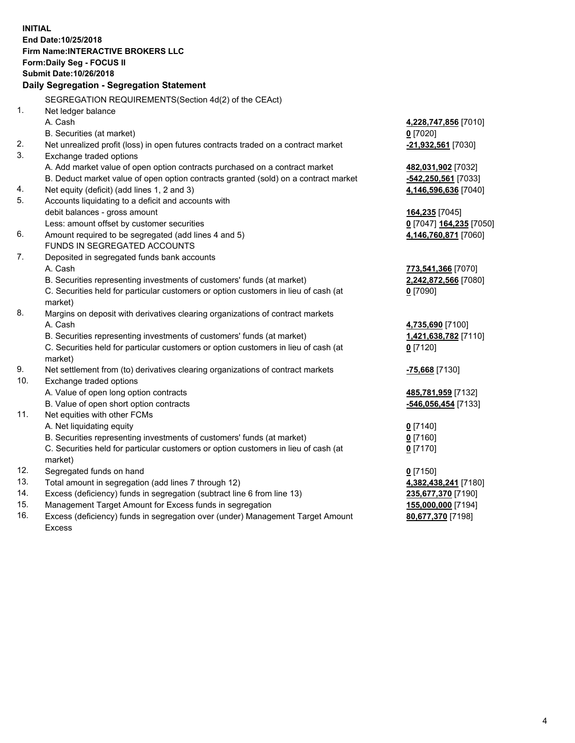**INITIAL**
**End Date:10/25/2018**
**Firm Name:INTERACTIVE BROKERS LLC**
**Form:Daily Seg - FOCUS II**
**Submit Date:10/26/2018**
**Daily Segregation - Segregation Statement**

SEGREGATION REQUIREMENTS(Section 4d(2) of the CEAct)

| | | |
|---|---|---|
| 1. | Net ledger balance | |
| | A. Cash | **4,228,747,856** [7010] |
| | B. Securities (at market) | **0** [7020] |
| 2. | Net unrealized profit (loss) in open futures contracts traded on a contract market | **-21,932,561** [7030] |
| 3. | Exchange traded options | |
| | A. Add market value of open option contracts purchased on a contract market | **482,031,902** [7032] |
| | B. Deduct market value of open option contracts granted (sold) on a contract market | **-542,250,561** [7033] |
| 4. | Net equity (deficit) (add lines 1, 2 and 3) | **4,146,596,636** [7040] |
| 5. | Accounts liquidating to a deficit and accounts with debit balances - gross amount | **164,235** [7045] |
| | Less: amount offset by customer securities | **0** [7047] **164,235** [7050] |
| 6. | Amount required to be segregated (add lines 4 and 5) | **4,146,760,871** [7060] |
| | FUNDS IN SEGREGATED ACCOUNTS | |
| 7. | Deposited in segregated funds bank accounts | |
| | A. Cash | **773,541,366** [7070] |
| | B. Securities representing investments of customers' funds (at market) | **2,242,872,566** [7080] |
| | C. Securities held for particular customers or option customers in lieu of cash (at market) | **0** [7090] |
| 8. | Margins on deposit with derivatives clearing organizations of contract markets | |
| | A. Cash | **4,735,690** [7100] |
| | B. Securities representing investments of customers' funds (at market) | **1,421,638,782** [7110] |
| | C. Securities held for particular customers or option customers in lieu of cash (at market) | **0** [7120] |
| 9. | Net settlement from (to) derivatives clearing organizations of contract markets | **-75,668** [7130] |
| 10. | Exchange traded options | |
| | A. Value of open long option contracts | **485,781,959** [7132] |
| | B. Value of open short option contracts | **-546,056,454** [7133] |
| 11. | Net equities with other FCMs | |
| | A. Net liquidating equity | **0** [7140] |
| | B. Securities representing investments of customers' funds (at market) | **0** [7160] |
| | C. Securities held for particular customers or option customers in lieu of cash (at market) | **0** [7170] |
| 12. | Segregated funds on hand | **0** [7150] |
| 13. | Total amount in segregation (add lines 7 through 12) | **4,382,438,241** [7180] |
| 14. | Excess (deficiency) funds in segregation (subtract line 6 from line 13) | **235,677,370** [7190] |
| 15. | Management Target Amount for Excess funds in segregation | **155,000,000** [7194] |
| 16. | Excess (deficiency) funds in segregation over (under) Management Target Amount Excess | **80,677,370** [7198] |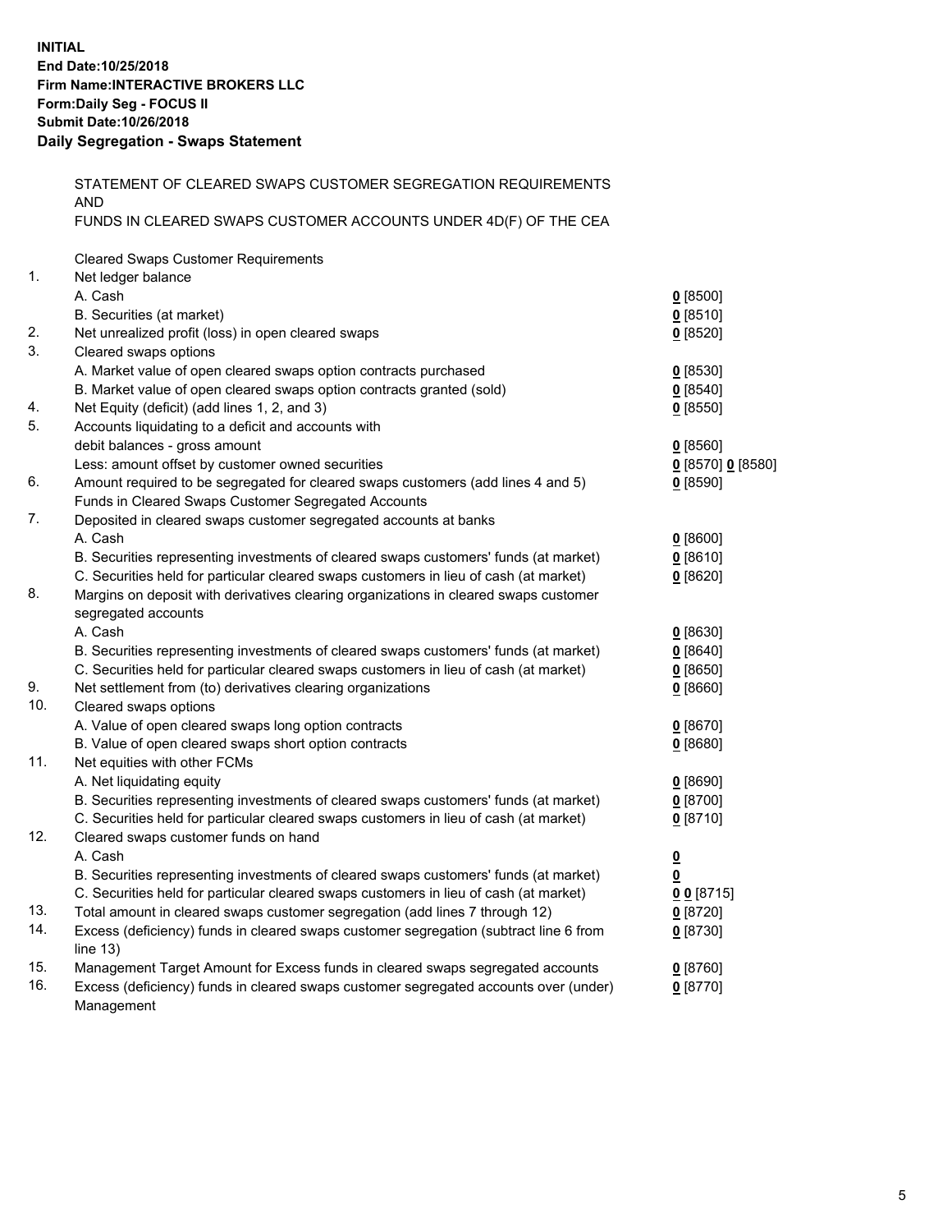**INITIAL**
**End Date:10/25/2018**
**Firm Name:INTERACTIVE BROKERS LLC**
**Form:Daily Seg - FOCUS II**
**Submit Date:10/26/2018**
**Daily Segregation - Swaps Statement**

STATEMENT OF CLEARED SWAPS CUSTOMER SEGREGATION REQUIREMENTS AND FUNDS IN CLEARED SWAPS CUSTOMER ACCOUNTS UNDER 4D(F) OF THE CEA

| | | |
|---|---|---|
| | Cleared Swaps Customer Requirements | |
| 1. | Net ledger balance | |
| | A. Cash | 0 [8500] |
| | B. Securities (at market) | 0 [8510] |
| 2. | Net unrealized profit (loss) in open cleared swaps | 0 [8520] |
| 3. | Cleared swaps options | |
| | A. Market value of open cleared swaps option contracts purchased | 0 [8530] |
| | B. Market value of open cleared swaps option contracts granted (sold) | 0 [8540] |
| 4. | Net Equity (deficit) (add lines 1, 2, and 3) | 0 [8550] |
| 5. | Accounts liquidating to a deficit and accounts with | |
| | debit balances - gross amount | 0 [8560] |
| | Less: amount offset by customer owned securities | 0 [8570] 0 [8580] |
| 6. | Amount required to be segregated for cleared swaps customers (add lines 4 and 5) | 0 [8590] |
| | Funds in Cleared Swaps Customer Segregated Accounts | |
| 7. | Deposited in cleared swaps customer segregated accounts at banks | |
| | A. Cash | 0 [8600] |
| | B. Securities representing investments of cleared swaps customers' funds (at market) | 0 [8610] |
| | C. Securities held for particular cleared swaps customers in lieu of cash (at market) | 0 [8620] |
| 8. | Margins on deposit with derivatives clearing organizations in cleared swaps customer segregated accounts | |
| | A. Cash | 0 [8630] |
| | B. Securities representing investments of cleared swaps customers' funds (at market) | 0 [8640] |
| | C. Securities held for particular cleared swaps customers in lieu of cash (at market) | 0 [8650] |
| 9. | Net settlement from (to) derivatives clearing organizations | 0 [8660] |
| 10. | Cleared swaps options | |
| | A. Value of open cleared swaps long option contracts | 0 [8670] |
| | B. Value of open cleared swaps short option contracts | 0 [8680] |
| 11. | Net equities with other FCMs | |
| | A. Net liquidating equity | 0 [8690] |
| | B. Securities representing investments of cleared swaps customers' funds (at market) | 0 [8700] |
| | C. Securities held for particular cleared swaps customers in lieu of cash (at market) | 0 [8710] |
| 12. | Cleared swaps customer funds on hand | |
| | A. Cash | 0 |
| | B. Securities representing investments of cleared swaps customers' funds (at market) | 0 |
| | C. Securities held for particular cleared swaps customers in lieu of cash (at market) | 0 0 [8715] |
| 13. | Total amount in cleared swaps customer segregation (add lines 7 through 12) | 0 [8720] |
| 14. | Excess (deficiency) funds in cleared swaps customer segregation (subtract line 6 from line 13) | 0 [8730] |
| 15. | Management Target Amount for Excess funds in cleared swaps segregated accounts | 0 [8760] |
| 16. | Excess (deficiency) funds in cleared swaps customer segregated accounts over (under) Management | 0 [8770] |